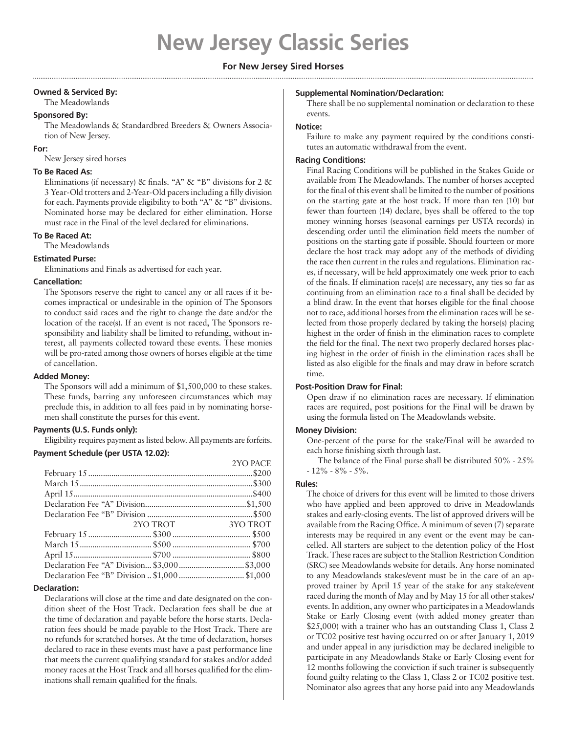# New Jersey Classic Series

## For New Jersey Sired Horses

**Owned & Serviced By:**

The Meadowlands

**Sponsored By:**

The Meadowlands & Standardbred Breeders & Owners Association of New Jersey.

**For:**

New Jersey sired horses

**To Be Raced As:**

Eliminations (if necessary) & finals. "A" & "B" divisions for 2 & 3 Year-Old trotters and 2-Year-Old pacers including a filly division for each. Payments provide eligibility to both "A" & "B" divisions. Nominated horse may be declared for either elimination. Horse must race in the Final of the level declared for eliminations.

**To Be Raced At:**

The Meadowlands

**Estimated Purse:**

Eliminations and Finals as advertised for each year.

**Cancellation:**

The Sponsors reserve the right to cancel any or all races if it becomes impractical or undesirable in the opinion of The Sponsors to conduct said races and the right to change the date and/or the location of the race(s). If an event is not raced, The Sponsors responsibility and liability shall be limited to refunding, without interest, all payments collected toward these events. These monies will be pro-rated among those owners of horses eligible at the time of cancellation.

**Added Money:**

The Sponsors will add a minimum of $1,500,000 to these stakes. These funds, barring any unforeseen circumstances which may preclude this, in addition to all fees paid in by nominating horsemen shall constitute the purses for this event.

**Payments (U.S. Funds only):**

Eligibility requires payment as listed below. All payments are forfeits.

**Payment Schedule (per USTA 12.02):**

| | 2YO PACE |
|---|---|
| February 15 | $200 |
| March 15 | $300 |
| April 15 | $400 |
| Declaration Fee "A" Division | $1,500 |
| Declaration Fee "B" Division | $500 |

| | 2YO TROT | 3YO TROT |
|---|---|---|
| February 15 | $300 | $500 |
| March 15 | $500 | $700 |
| April 15 | $700 | $800 |
| Declaration Fee "A" Division | $3,000 | $3,000 |
| Declaration Fee "B" Division | $1,000 | $1,000 |

**Declaration:**

Declarations will close at the time and date designated on the condition sheet of the Host Track. Declaration fees shall be due at the time of declaration and payable before the horse starts. Declaration fees should be made payable to the Host Track. There are no refunds for scratched horses. At the time of declaration, horses declared to race in these events must have a past performance line that meets the current qualifying standard for stakes and/or added money races at the Host Track and all horses qualified for the eliminations shall remain qualified for the finals.

**Supplemental Nomination/Declaration:**

There shall be no supplemental nomination or declaration to these events.

**Notice:**

Failure to make any payment required by the conditions constitutes an automatic withdrawal from the event.

**Racing Conditions:**

Final Racing Conditions will be published in the Stakes Guide or available from The Meadowlands. The number of horses accepted for the final of this event shall be limited to the number of positions on the starting gate at the host track. If more than ten (10) but fewer than fourteen (14) declare, byes shall be offered to the top money winning horses (seasonal earnings per USTA records) in descending order until the elimination field meets the number of positions on the starting gate if possible. Should fourteen or more declare the host track may adopt any of the methods of dividing the race then current in the rules and regulations. Elimination races, if necessary, will be held approximately one week prior to each of the finals. If elimination race(s) are necessary, any ties so far as continuing from an elimination race to a final shall be decided by a blind draw. In the event that horses eligible for the final choose not to race, additional horses from the elimination races will be selected from those properly declared by taking the horse(s) placing highest in the order of finish in the elimination races to complete the field for the final. The next two properly declared horses placing highest in the order of finish in the elimination races shall be listed as also eligible for the finals and may draw in before scratch time.

**Post-Position Draw for Final:**

Open draw if no elimination races are necessary. If elimination races are required, post positions for the Final will be drawn by using the formula listed on The Meadowlands website.

**Money Division:**

One-percent of the purse for the stake/Final will be awarded to each horse finishing sixth through last.

The balance of the Final purse shall be distributed 50% - 25% - 12% - 8% - 5%.

**Rules:**

The choice of drivers for this event will be limited to those drivers who have applied and been approved to drive in Meadowlands stakes and early-closing events. The list of approved drivers will be available from the Racing Office. A minimum of seven (7) separate interests may be required in any event or the event may be cancelled. All starters are subject to the detention policy of the Host Track. These races are subject to the Stallion Restriction Condition (SRC) see Meadowlands website for details. Any horse nominated to any Meadowlands stakes/event must be in the care of an approved trainer by April 15 year of the stake for any stake/event raced during the month of May and by May 15 for all other stakes/events. In addition, any owner who participates in a Meadowlands Stake or Early Closing event (with added money greater than $25,000) with a trainer who has an outstanding Class 1, Class 2 or TC02 positive test having occurred on or after January 1, 2019 and under appeal in any jurisdiction may be declared ineligible to participate in any Meadowlands Stake or Early Closing event for 12 months following the conviction if such trainer is subsequently found guilty relating to the Class 1, Class 2 or TC02 positive test. Nominator also agrees that any horse paid into any Meadowlands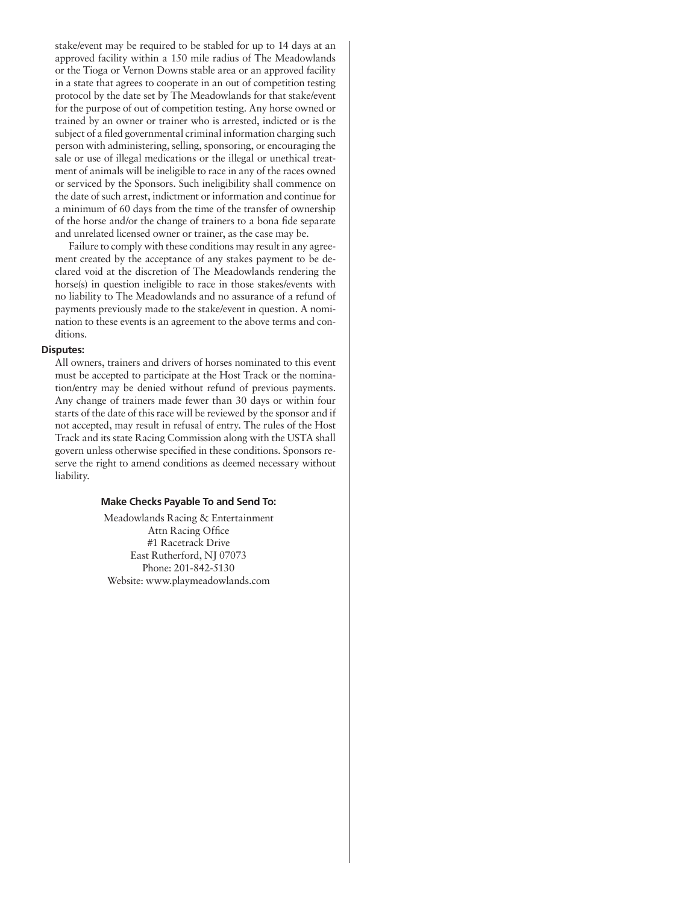stake/event may be required to be stabled for up to 14 days at an approved facility within a 150 mile radius of The Meadowlands or the Tioga or Vernon Downs stable area or an approved facility in a state that agrees to cooperate in an out of competition testing protocol by the date set by The Meadowlands for that stake/event for the purpose of out of competition testing. Any horse owned or trained by an owner or trainer who is arrested, indicted or is the subject of a filed governmental criminal information charging such person with administering, selling, sponsoring, or encouraging the sale or use of illegal medications or the illegal or unethical treatment of animals will be ineligible to race in any of the races owned or serviced by the Sponsors. Such ineligibility shall commence on the date of such arrest, indictment or information and continue for a minimum of 60 days from the time of the transfer of ownership of the horse and/or the change of trainers to a bona fide separate and unrelated licensed owner or trainer, as the case may be.

Failure to comply with these conditions may result in any agreement created by the acceptance of any stakes payment to be declared void at the discretion of The Meadowlands rendering the horse(s) in question ineligible to race in those stakes/events with no liability to The Meadowlands and no assurance of a refund of payments previously made to the stake/event in question. A nomination to these events is an agreement to the above terms and conditions.

**Disputes:**

All owners, trainers and drivers of horses nominated to this event must be accepted to participate at the Host Track or the nomination/entry may be denied without refund of previous payments. Any change of trainers made fewer than 30 days or within four starts of the date of this race will be reviewed by the sponsor and if not accepted, may result in refusal of entry. The rules of the Host Track and its state Racing Commission along with the USTA shall govern unless otherwise specified in these conditions. Sponsors reserve the right to amend conditions as deemed necessary without liability.

**Make Checks Payable To and Send To:**

Meadowlands Racing & Entertainment
Attn Racing Office
#1 Racetrack Drive
East Rutherford, NJ 07073
Phone: 201-842-5130
Website: www.playmeadowlands.com